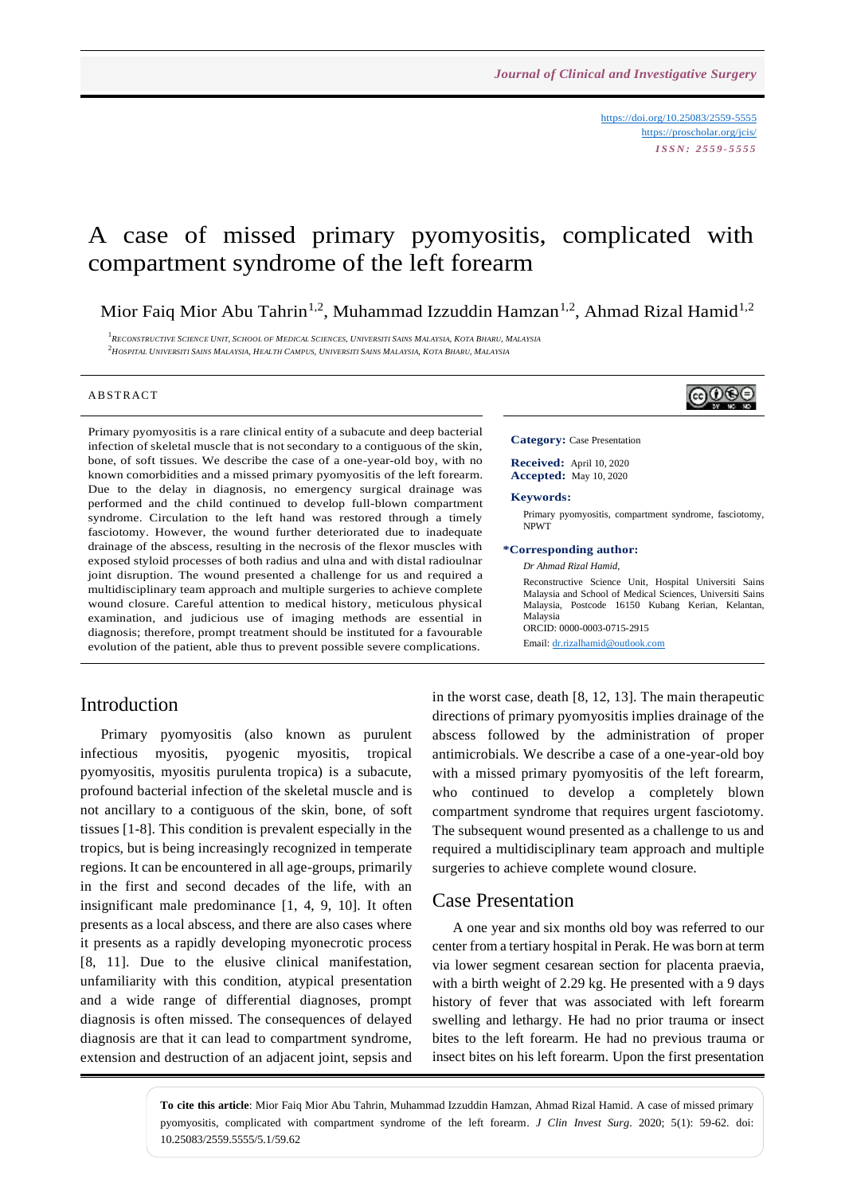https://doi.org/10.25083/2559-5555
https://proscholar.org/jcis/
*ISSN: 2559-5555*

# A case of missed primary pyomyositis, complicated with compartment syndrome of the left forearm

Mior Faiq Mior Abu Tahrin[1,2], Muhammad Izzuddin Hamzan[1,2], Ahmad Rizal Hamid[1,2]

[1] Reconstructive Science Unit, School of Medical Sciences, Universiti Sains Malaysia, Kota Bharu, Malaysia
[2] Hospital Universiti Sains Malaysia, Health Campus, Universiti Sains Malaysia, Kota Bharu, Malaysia

## ABSTRACT

Primary pyomyositis is a rare clinical entity of a subacute and deep bacterial infection of skeletal muscle that is not secondary to a contiguous of the skin, bone, of soft tissues. We describe the case of a one-year-old boy, with no known comorbidities and a missed primary pyomyositis of the left forearm. Due to the delay in diagnosis, no emergency surgical drainage was performed and the child continued to develop full-blown compartment syndrome. Circulation to the left hand was restored through a timely fasciotomy. However, the wound further deteriorated due to inadequate drainage of the abscess, resulting in the necrosis of the flexor muscles with exposed styloid processes of both radius and ulna and with distal radioulnar joint disruption. The wound presented a challenge for us and required a multidisciplinary team approach and multiple surgeries to achieve complete wound closure. Careful attention to medical history, meticulous physical examination, and judicious use of imaging methods are essential in diagnosis; therefore, prompt treatment should be instituted for a favourable evolution of the patient, able thus to prevent possible severe complications.

**Category:** Case Presentation

**Received:** April 10, 2020
**Accepted:** May 10, 2020

**Keywords:**
Primary pyomyositis, compartment syndrome, fasciotomy, NPWT

***Corresponding author:**
*Dr Ahmad Rizal Hamid,*
Reconstructive Science Unit, Hospital Universiti Sains Malaysia and School of Medical Sciences, Universiti Sains Malaysia, Postcode 16150 Kubang Kerian, Kelantan, Malaysia
ORCID: 0000-0003-0715-2915
Email: dr.rizalhamid@outlook.com

## Introduction

Primary pyomyositis (also known as purulent infectious myositis, pyogenic myositis, tropical pyomyositis, myositis purulenta tropica) is a subacute, profound bacterial infection of the skeletal muscle and is not ancillary to a contiguous of the skin, bone, of soft tissues [1-8]. This condition is prevalent especially in the tropics, but is being increasingly recognized in temperate regions. It can be encountered in all age-groups, primarily in the first and second decades of the life, with an insignificant male predominance [1, 4, 9, 10]. It often presents as a local abscess, and there are also cases where it presents as a rapidly developing myonecrotic process [8, 11]. Due to the elusive clinical manifestation, unfamiliarity with this condition, atypical presentation and a wide range of differential diagnoses, prompt diagnosis is often missed. The consequences of delayed diagnosis are that it can lead to compartment syndrome, extension and destruction of an adjacent joint, sepsis and in the worst case, death [8, 12, 13]. The main therapeutic directions of primary pyomyositis implies drainage of the abscess followed by the administration of proper antimicrobials. We describe a case of a one-year-old boy with a missed primary pyomyositis of the left forearm, who continued to develop a completely blown compartment syndrome that requires urgent fasciotomy. The subsequent wound presented as a challenge to us and required a multidisciplinary team approach and multiple surgeries to achieve complete wound closure.

## Case Presentation

A one year and six months old boy was referred to our center from a tertiary hospital in Perak. He was born at term via lower segment cesarean section for placenta praevia, with a birth weight of 2.29 kg. He presented with a 9 days history of fever that was associated with left forearm swelling and lethargy. He had no prior trauma or insect bites to the left forearm. He had no previous trauma or insect bites on his left forearm. Upon the first presentation

**To cite this article**: Mior Faiq Mior Abu Tahrin, Muhammad Izzuddin Hamzan, Ahmad Rizal Hamid. A case of missed primary pyomyositis, complicated with compartment syndrome of the left forearm. *J Clin Invest Surg*. 2020; 5(1): 59-62. doi: 10.25083/2559.5555/5.1/59.62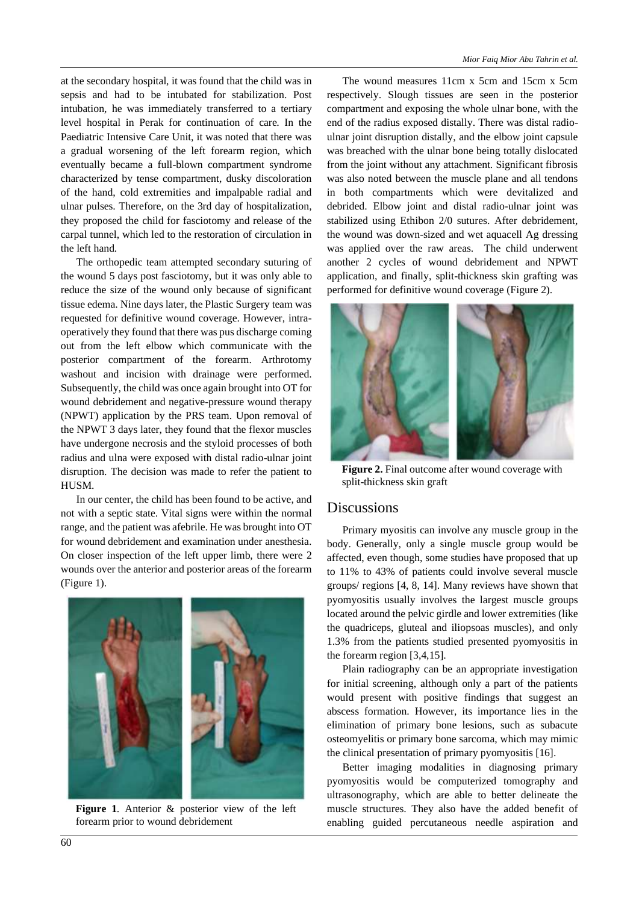at the secondary hospital, it was found that the child was in sepsis and had to be intubated for stabilization. Post intubation, he was immediately transferred to a tertiary level hospital in Perak for continuation of care. In the Paediatric Intensive Care Unit, it was noted that there was a gradual worsening of the left forearm region, which eventually became a full-blown compartment syndrome characterized by tense compartment, dusky discoloration of the hand, cold extremities and impalpable radial and ulnar pulses. Therefore, on the 3rd day of hospitalization, they proposed the child for fasciotomy and release of the carpal tunnel, which led to the restoration of circulation in the left hand.

The orthopedic team attempted secondary suturing of the wound 5 days post fasciotomy, but it was only able to reduce the size of the wound only because of significant tissue edema. Nine days later, the Plastic Surgery team was requested for definitive wound coverage. However, intra-operatively they found that there was pus discharge coming out from the left elbow which communicate with the posterior compartment of the forearm. Arthrotomy washout and incision with drainage were performed. Subsequently, the child was once again brought into OT for wound debridement and negative-pressure wound therapy (NPWT) application by the PRS team. Upon removal of the NPWT 3 days later, they found that the flexor muscles have undergone necrosis and the styloid processes of both radius and ulna were exposed with distal radio-ulnar joint disruption. The decision was made to refer the patient to HUSM.

In our center, the child has been found to be active, and not with a septic state. Vital signs were within the normal range, and the patient was afebrile. He was brought into OT for wound debridement and examination under anesthesia. On closer inspection of the left upper limb, there were 2 wounds over the anterior and posterior areas of the forearm (Figure 1).

**Figure 1**. Anterior & posterior view of the left forearm prior to wound debridement

The wound measures 11cm x 5cm and 15cm x 5cm respectively. Slough tissues are seen in the posterior compartment and exposing the whole ulnar bone, with the end of the radius exposed distally. There was distal radio-ulnar joint disruption distally, and the elbow joint capsule was breached with the ulnar bone being totally dislocated from the joint without any attachment. Significant fibrosis was also noted between the muscle plane and all tendons in both compartments which were devitalized and debrided. Elbow joint and distal radio-ulnar joint was stabilized using Ethibon 2/0 sutures. After debridement, the wound was down-sized and wet aquacell Ag dressing was applied over the raw areas. The child underwent another 2 cycles of wound debridement and NPWT application, and finally, split-thickness skin grafting was performed for definitive wound coverage (Figure 2).

**Figure 2.** Final outcome after wound coverage with split-thickness skin graft

## Discussions

Primary myositis can involve any muscle group in the body. Generally, only a single muscle group would be affected, even though, some studies have proposed that up to 11% to 43% of patients could involve several muscle groups/ regions [4, 8, 14]. Many reviews have shown that pyomyositis usually involves the largest muscle groups located around the pelvic girdle and lower extremities (like the quadriceps, gluteal and iliopsoas muscles), and only 1.3% from the patients studied presented pyomyositis in the forearm region [3,4,15].

Plain radiography can be an appropriate investigation for initial screening, although only a part of the patients would present with positive findings that suggest an abscess formation. However, its importance lies in the elimination of primary bone lesions, such as subacute osteomyelitis or primary bone sarcoma, which may mimic the clinical presentation of primary pyomyositis [16].

Better imaging modalities in diagnosing primary pyomyositis would be computerized tomography and ultrasonography, which are able to better delineate the muscle structures. They also have the added benefit of enabling guided percutaneous needle aspiration and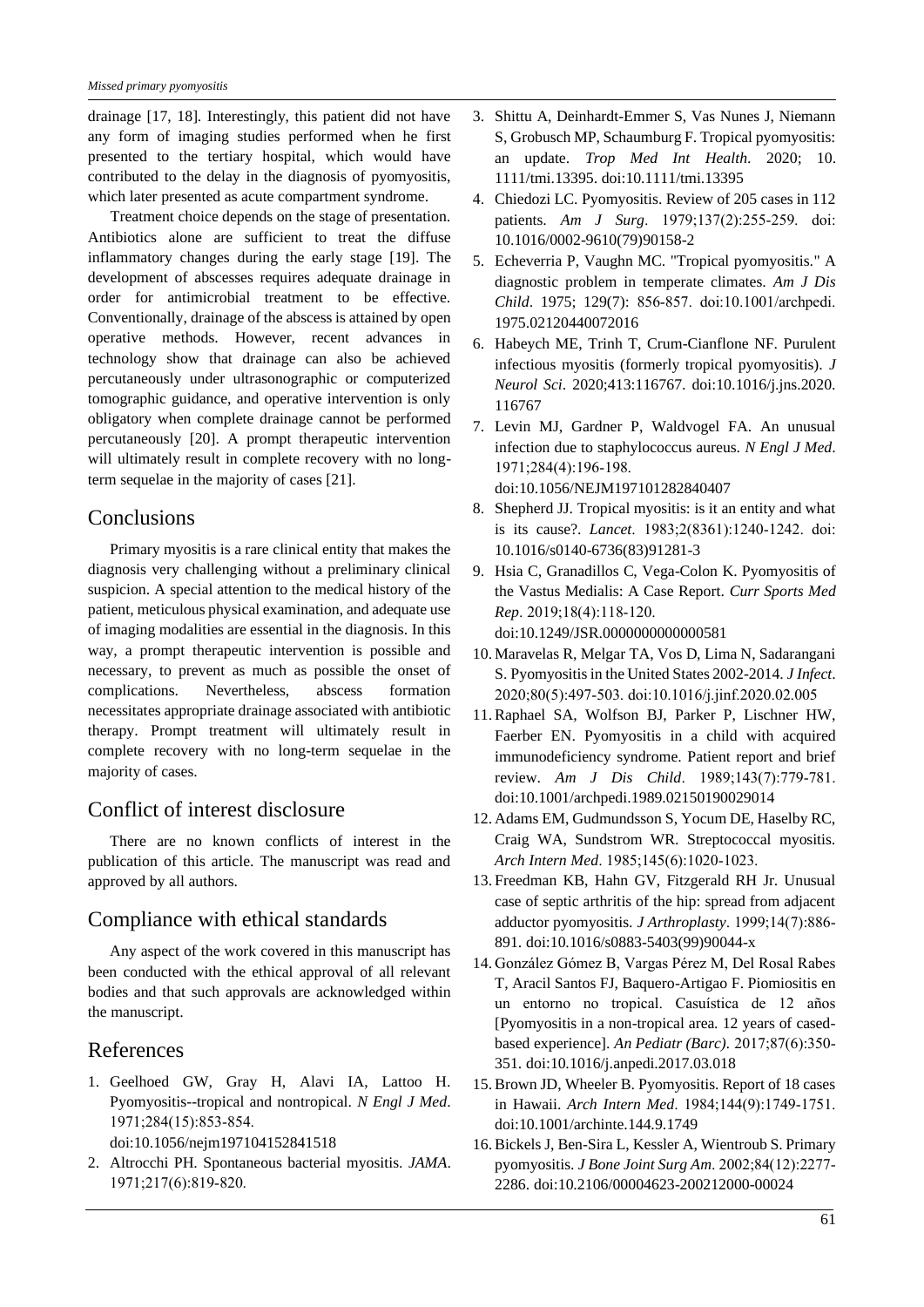drainage [17, 18]. Interestingly, this patient did not have any form of imaging studies performed when he first presented to the tertiary hospital, which would have contributed to the delay in the diagnosis of pyomyositis, which later presented as acute compartment syndrome.

Treatment choice depends on the stage of presentation. Antibiotics alone are sufficient to treat the diffuse inflammatory changes during the early stage [19]. The development of abscesses requires adequate drainage in order for antimicrobial treatment to be effective. Conventionally, drainage of the abscess is attained by open operative methods. However, recent advances in technology show that drainage can also be achieved percutaneously under ultrasonographic or computerized tomographic guidance, and operative intervention is only obligatory when complete drainage cannot be performed percutaneously [20]. A prompt therapeutic intervention will ultimately result in complete recovery with no long-term sequelae in the majority of cases [21].

## Conclusions

Primary myositis is a rare clinical entity that makes the diagnosis very challenging without a preliminary clinical suspicion. A special attention to the medical history of the patient, meticulous physical examination, and adequate use of imaging modalities are essential in the diagnosis. In this way, a prompt therapeutic intervention is possible and necessary, to prevent as much as possible the onset of complications. Nevertheless, abscess formation necessitates appropriate drainage associated with antibiotic therapy. Prompt treatment will ultimately result in complete recovery with no long-term sequelae in the majority of cases.

## Conflict of interest disclosure

There are no known conflicts of interest in the publication of this article. The manuscript was read and approved by all authors.

## Compliance with ethical standards

Any aspect of the work covered in this manuscript has been conducted with the ethical approval of all relevant bodies and that such approvals are acknowledged within the manuscript.

## References

1. Geelhoed GW, Gray H, Alavi IA, Lattoo H. Pyomyositis--tropical and nontropical. *N Engl J Med*. 1971;284(15):853-854. doi:10.1056/nejm197104152841518
2. Altrocchi PH. Spontaneous bacterial myositis. *JAMA*. 1971;217(6):819-820.
3. Shittu A, Deinhardt-Emmer S, Vas Nunes J, Niemann S, Grobusch MP, Schaumburg F. Tropical pyomyositis: an update. *Trop Med Int Health.* 2020; 10. 1111/tmi.13395. doi:10.1111/tmi.13395
4. Chiedozi LC. Pyomyositis. Review of 205 cases in 112 patients. *Am J Surg*. 1979;137(2):255-259. doi: 10.1016/0002-9610(79)90158-2
5. Echeverria P, Vaughn MC. "Tropical pyomyositis." A diagnostic problem in temperate climates. *Am J Dis Child*. 1975; 129(7): 856-857. doi:10.1001/archpedi. 1975.02120440072016
6. Habeych ME, Trinh T, Crum-Cianflone NF. Purulent infectious myositis (formerly tropical pyomyositis). *J Neurol Sci*. 2020;413:116767. doi:10.1016/j.jns.2020. 116767
7. Levin MJ, Gardner P, Waldvogel FA. An unusual infection due to staphylococcus aureus. *N Engl J Med*. 1971;284(4):196-198. doi:10.1056/NEJM197101282840407
8. Shepherd JJ. Tropical myositis: is it an entity and what is its cause?. *Lancet*. 1983;2(8361):1240-1242. doi: 10.1016/s0140-6736(83)91281-3
9. Hsia C, Granadillos C, Vega-Colon K. Pyomyositis of the Vastus Medialis: A Case Report. *Curr Sports Med Rep*. 2019;18(4):118-120. doi:10.1249/JSR.0000000000000581
10. Maravelas R, Melgar TA, Vos D, Lima N, Sadarangani S. Pyomyositis in the United States 2002-2014. *J Infect*. 2020;80(5):497-503. doi:10.1016/j.jinf.2020.02.005
11. Raphael SA, Wolfson BJ, Parker P, Lischner HW, Faerber EN. Pyomyositis in a child with acquired immunodeficiency syndrome. Patient report and brief review. *Am J Dis Child*. 1989;143(7):779-781. doi:10.1001/archpedi.1989.02150190029014
12. Adams EM, Gudmundsson S, Yocum DE, Haselby RC, Craig WA, Sundstrom WR. Streptococcal myositis. *Arch Intern Med*. 1985;145(6):1020-1023.
13. Freedman KB, Hahn GV, Fitzgerald RH Jr. Unusual case of septic arthritis of the hip: spread from adjacent adductor pyomyositis. *J Arthroplasty*. 1999;14(7):886-891. doi:10.1016/s0883-5403(99)90044-x
14. González Gómez B, Vargas Pérez M, Del Rosal Rabes T, Aracil Santos FJ, Baquero-Artigao F. Piomiositis en un entorno no tropical. Casuística de 12 años [Pyomyositis in a non-tropical area. 12 years of cased-based experience]. *An Pediatr (Barc)*. 2017;87(6):350-351. doi:10.1016/j.anpedi.2017.03.018
15. Brown JD, Wheeler B. Pyomyositis. Report of 18 cases in Hawaii. *Arch Intern Med*. 1984;144(9):1749-1751. doi:10.1001/archinte.144.9.1749
16. Bickels J, Ben-Sira L, Kessler A, Wientroub S. Primary pyomyositis. *J Bone Joint Surg Am*. 2002;84(12):2277-2286. doi:10.2106/00004623-200212000-00024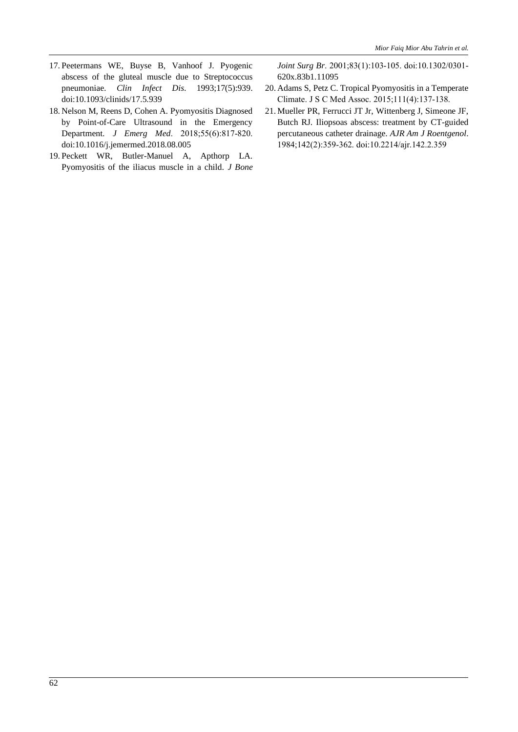17. Peetermans WE, Buyse B, Vanhoof J. Pyogenic abscess of the gluteal muscle due to Streptococcus pneumoniae. *Clin Infect Dis*. 1993;17(5):939. doi:10.1093/clinids/17.5.939
18. Nelson M, Reens D, Cohen A. Pyomyositis Diagnosed by Point-of-Care Ultrasound in the Emergency Department. *J Emerg Med*. 2018;55(6):817-820. doi:10.1016/j.jemermed.2018.08.005
19. Peckett WR, Butler-Manuel A, Apthorp LA. Pyomyositis of the iliacus muscle in a child. *J Bone Joint Surg Br*. 2001;83(1):103-105. doi:10.1302/0301-620x.83b1.11095
20. Adams S, Petz C. Tropical Pyomyositis in a Temperate Climate. J S C Med Assoc. 2015;111(4):137-138.
21. Mueller PR, Ferrucci JT Jr, Wittenberg J, Simeone JF, Butch RJ. Iliopsoas abscess: treatment by CT-guided percutaneous catheter drainage. *AJR Am J Roentgenol*. 1984;142(2):359-362. doi:10.2214/ajr.142.2.359